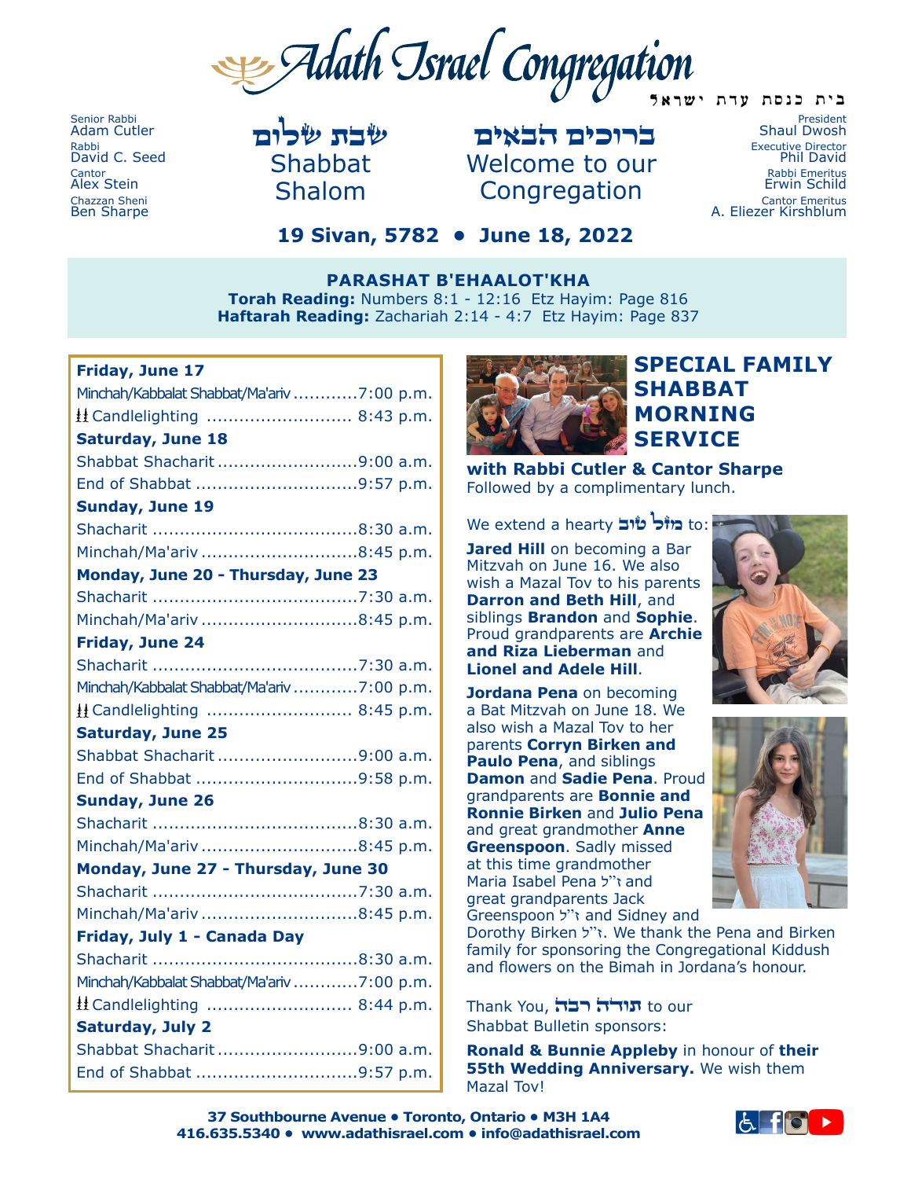# Adath Israel Congregation

בית כנסת עדת ישראל

Senior Rabbi
Adam Cutler
Rabbi
David C. Seed
Cantor
Alex Stein
Chazzan Sheni
Ben Sharpe

**שבת שלום**
Shabbat Shalom

**ברוכים הבאים**
Welcome to our Congregation

President
Shaul Dwosh
Executive Director
Phil David
Rabbi Emeritus
Erwin Schild
Cantor Emeritus
A. Eliezer Kirshblum

## 19 Sivan, 5782 • June 18, 2022

**PARASHAT B'EHAALOT'KHA**
**Torah Reading:** Numbers 8:1 - 12:16 Etz Hayim: Page 816
**Haftarah Reading:** Zachariah 2:14 - 4:7 Etz Hayim: Page 837

**Friday, June 17**
Minchah/Kabbalat Shabbat/Ma'ariv ............7:00 p.m.
Candlelighting .......................... 8:43 p.m.

**Saturday, June 18**
Shabbat Shacharit ..........................9:00 a.m.
End of Shabbat ..............................9:57 p.m.

**Sunday, June 19**
Shacharit .....................................8:30 a.m.
Minchah/Ma'ariv .............................8:45 p.m.

**Monday, June 20 - Thursday, June 23**
Shacharit .....................................7:30 a.m.
Minchah/Ma'ariv .............................8:45 p.m.

**Friday, June 24**
Shacharit .....................................7:30 a.m.
Minchah/Kabbalat Shabbat/Ma'ariv ............7:00 p.m.
Candlelighting .......................... 8:45 p.m.

**Saturday, June 25**
Shabbat Shacharit ..........................9:00 a.m.
End of Shabbat ..............................9:58 p.m.

**Sunday, June 26**
Shacharit .....................................8:30 a.m.
Minchah/Ma'ariv .............................8:45 p.m.

**Monday, June 27 - Thursday, June 30**
Shacharit .....................................7:30 a.m.
Minchah/Ma'ariv .............................8:45 p.m.

**Friday, July 1 - Canada Day**
Shacharit .....................................8:30 a.m.
Minchah/Kabbalat Shabbat/Ma'ariv ............7:00 p.m.
Candlelighting .......................... 8:44 p.m.

**Saturday, July 2**
Shabbat Shacharit ..........................9:00 a.m.
End of Shabbat ..............................9:57 p.m.

## SPECIAL FAMILY SHABBAT MORNING SERVICE

**with Rabbi Cutler & Cantor Sharpe**
Followed by a complimentary lunch.

We extend a hearty **מזל טוב** to:

**Jared Hill** on becoming a Bar Mitzvah on June 16. We also wish a Mazal Tov to his parents **Darron and Beth Hill**, and siblings **Brandon** and **Sophie**. Proud grandparents are **Archie and Riza Lieberman** and **Lionel and Adele Hill**.

**Jordana Pena** on becoming a Bat Mitzvah on June 18. We also wish a Mazal Tov to her parents **Corryn Birken and Paulo Pena**, and siblings **Damon** and **Sadie Pena**. Proud grandparents are **Bonnie and Ronnie Birken** and **Julio Pena** and great grandmother **Anne Greenspoon**. Sadly missed at this time grandmother Maria Isabel Pena ז"ל and great grandparents Jack Greenspoon ז"ל and Sidney and Dorothy Birken ז"ל. We thank the Pena and Birken family for sponsoring the Congregational Kiddush and flowers on the Bimah in Jordana's honour.

Thank You, **תודה רבה** to our Shabbat Bulletin sponsors:

**Ronald & Bunnie Appleby** in honour of **their 55th Wedding Anniversary.** We wish them Mazal Tov!

**37 Southbourne Avenue • Toronto, Ontario • M3H 1A4**
**416.635.5340 • www.adathisrael.com • info@adathisrael.com**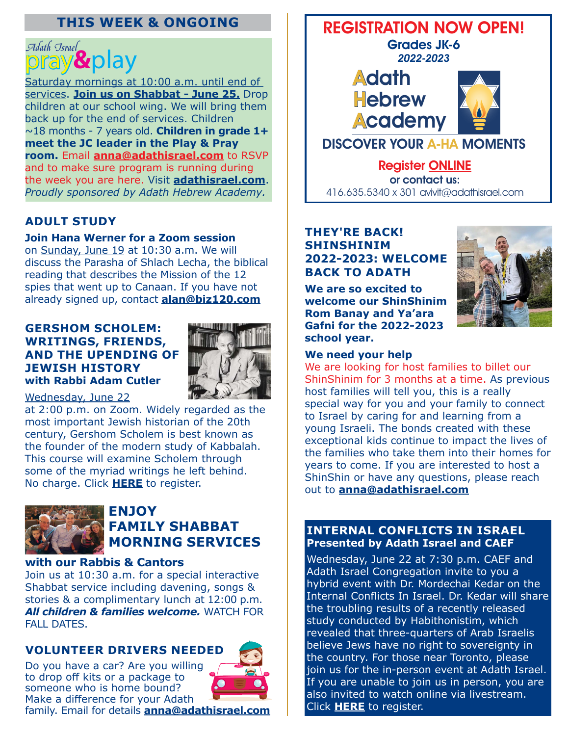## THIS WEEK & ONGOING

### Adath Israel pray&play

Saturday mornings at 10:00 a.m. until end of services. **Join us on Shabbat - June 25.** Drop children at our school wing. We will bring them back up for the end of services. Children ~18 months - 7 years old. **Children in grade 1+ meet the JC leader in the Play & Pray room.** Email **anna@adathisrael.com** to RSVP and to make sure program is running during the week you are here. Visit **adathisrael.com**. *Proudly sponsored by Adath Hebrew Academy.*

### ADULT STUDY

**Join Hana Werner for a Zoom session** on Sunday, June 19 at 10:30 a.m. We will discuss the Parasha of Shlach Lecha, the biblical reading that describes the Mission of the 12 spies that went up to Canaan. If you have not already signed up, contact **alan@biz120.com**

### GERSHOM SCHOLEM: WRITINGS, FRIENDS, AND THE UPENDING OF JEWISH HISTORY

**with Rabbi Adam Cutler**

Wednesday, June 22 at 2:00 p.m. on Zoom. Widely regarded as the most important Jewish historian of the 20th century, Gershom Scholem is best known as the founder of the modern study of Kabbalah. This course will examine Scholem through some of the myriad writings he left behind. No charge. Click **HERE** to register.

### ENJOY FAMILY SHABBAT MORNING SERVICES

**with our Rabbis & Cantors**

Join us at 10:30 a.m. for a special interactive Shabbat service including davening, songs & stories & a complimentary lunch at 12:00 p.m. ***All children & families welcome.*** WATCH FOR FALL DATES.

### VOLUNTEER DRIVERS NEEDED

Do you have a car? Are you willing to drop off kits or a package to someone who is home bound? Make a difference for your Adath family. Email for details **anna@adathisrael.com**

## REGISTRATION NOW OPEN!

**Grades JK-6**
***2022-2023***

**Adath Hebrew Academy**

**DISCOVER YOUR A-HA MOMENTS**

**Register ONLINE**
**or contact us:**
416.635.5340 x 301 avivit@adathisrael.com

### THEY'RE BACK! SHINSHINIM 2022-2023: WELCOME BACK TO ADATH

**We are so excited to welcome our ShinShinim Rom Banay and Ya'ara Gafni for the 2022-2023 school year.**

**We need your help**

We are looking for host families to billet our ShinShinim for 3 months at a time. As previous host families will tell you, this is a really special way for you and your family to connect to Israel by caring for and learning from a young Israeli. The bonds created with these exceptional kids continue to impact the lives of the families who take them into their homes for years to come. If you are interested to host a ShinShin or have any questions, please reach out to **anna@adathisrael.com**

### INTERNAL CONFLICTS IN ISRAEL

**Presented by Adath Israel and CAEF**

Wednesday, June 22 at 7:30 p.m. CAEF and Adath Israel Congregation invite to you a hybrid event with Dr. Mordechai Kedar on the Internal Conflicts In Israel. Dr. Kedar will share the troubling results of a recently released study conducted by Habithonistim, which revealed that three-quarters of Arab Israelis believe Jews have no right to sovereignty in the country. For those near Toronto, please join us for the in-person event at Adath Israel. If you are unable to join us in person, you are also invited to watch online via livestream. Click **HERE** to register.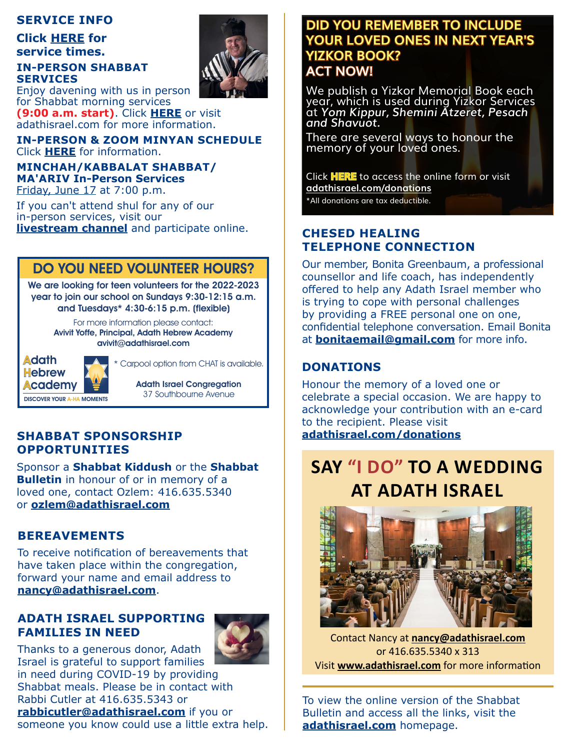## SERVICE INFO

**Click HERE for service times.**

### IN-PERSON SHABBAT SERVICES

Enjoy davening with us in person for Shabbat morning services **(9:00 a.m. start)**. Click **HERE** or visit adathisrael.com for more information.

### IN-PERSON & ZOOM MINYAN SCHEDULE

Click **HERE** for information.

### MINCHAH/KABBALAT SHABBAT/ MA'ARIV In-Person Services

Friday, June 17 at 7:00 p.m.

If you can't attend shul for any of our in-person services, visit our **livestream channel** and participate online.

## DO YOU NEED VOLUNTEER HOURS?

**We are looking for teen volunteers for the 2022-2023 year to join our school on Sundays 9:30-12:15 a.m. and Tuesdays* 4:30-6:15 p.m. (flexible)**

For more information please contact:
**Avivit Yoffe, Principal, Adath Hebrew Academy**
**avivit@adathisrael.com**

Adath Hebrew Academy
DISCOVER YOUR A-HA MOMENTS

* Carpool option from CHAT is available.

**Adath Israel Congregation**
37 Southbourne Avenue

## SHABBAT SPONSORSHIP OPPORTUNITIES

Sponsor a **Shabbat Kiddush** or the **Shabbat Bulletin** in honour of or in memory of a loved one, contact Ozlem: 416.635.5340 or **ozlem@adathisrael.com**

## BEREAVEMENTS

To receive notification of bereavements that have taken place within the congregation, forward your name and email address to **nancy@adathisrael.com**.

## ADATH ISRAEL SUPPORTING FAMILIES IN NEED

Thanks to a generous donor, Adath Israel is grateful to support families in need during COVID-19 by providing Shabbat meals. Please be in contact with Rabbi Cutler at 416.635.5343 or **rabbicutler@adathisrael.com** if you or someone you know could use a little extra help.

## DID YOU REMEMBER TO INCLUDE YOUR LOVED ONES IN NEXT YEAR'S YIZKOR BOOK? ACT NOW!

We publish a Yizkor Memorial Book each year, which is used during Yizkor Services at *Yom Kippur, Shemini Atzeret, Pesach and Shavuot.*

There are several ways to honour the memory of your loved ones.

Click **HERE** to access the online form or visit **adathisrael.com/donations**

*All donations are tax deductible.

## CHESED HEALING TELEPHONE CONNECTION

Our member, Bonita Greenbaum, a professional counsellor and life coach, has independently offered to help any Adath Israel member who is trying to cope with personal challenges by providing a FREE personal one on one, confidential telephone conversation. Email Bonita at **bonitaemail@gmail.com** for more info.

## DONATIONS

Honour the memory of a loved one or celebrate a special occasion. We are happy to acknowledge your contribution with an e-card to the recipient. Please visit **adathisrael.com/donations**

## SAY "I DO" TO A WEDDING AT ADATH ISRAEL

Contact Nancy at **nancy@adathisrael.com**
or 416.635.5340 x 313
Visit **www.adathisrael.com** for more information

To view the online version of the Shabbat Bulletin and access all the links, visit the **adathisrael.com** homepage.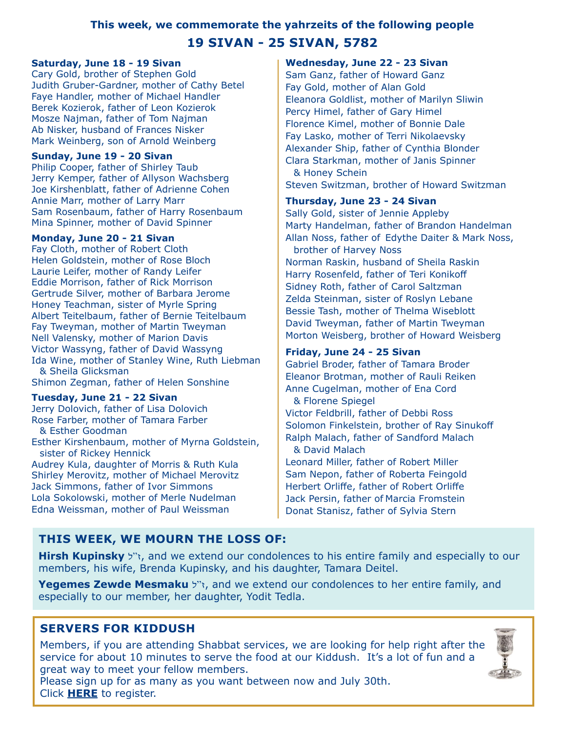## This week, we commemorate the yahrzeits of the following people

## 19 SIVAN - 25 SIVAN, 5782

**Saturday, June 18 - 19 Sivan**

Cary Gold, brother of Stephen Gold
Judith Gruber-Gardner, mother of Cathy Betel
Faye Handler, mother of Michael Handler
Berek Kozierok, father of Leon Kozierok
Mosze Najman, father of Tom Najman
Ab Nisker, husband of Frances Nisker
Mark Weinberg, son of Arnold Weinberg

**Sunday, June 19 - 20 Sivan**

Philip Cooper, father of Shirley Taub
Jerry Kemper, father of Allyson Wachsberg
Joe Kirshenblatt, father of Adrienne Cohen
Annie Marr, mother of Larry Marr
Sam Rosenbaum, father of Harry Rosenbaum
Mina Spinner, mother of David Spinner

**Monday, June 20 - 21 Sivan**

Fay Cloth, mother of Robert Cloth
Helen Goldstein, mother of Rose Bloch
Laurie Leifer, mother of Randy Leifer
Eddie Morrison, father of Rick Morrison
Gertrude Silver, mother of Barbara Jerome
Honey Teachman, sister of Myrle Spring
Albert Teitelbaum, father of Bernie Teitelbaum
Fay Tweyman, mother of Martin Tweyman
Nell Valensky, mother of Marion Davis
Victor Wassyng, father of David Wassyng
Ida Wine, mother of Stanley Wine, Ruth Liebman & Sheila Glicksman
Shimon Zegman, father of Helen Sonshine

**Tuesday, June 21 - 22 Sivan**

Jerry Dolovich, father of Lisa Dolovich
Rose Farber, mother of Tamara Farber & Esther Goodman
Esther Kirshenbaum, mother of Myrna Goldstein, sister of Rickey Hennick
Audrey Kula, daughter of Morris & Ruth Kula
Shirley Merovitz, mother of Michael Merovitz
Jack Simmons, father of Ivor Simmons
Lola Sokolowski, mother of Merle Nudelman
Edna Weissman, mother of Paul Weissman

**Wednesday, June 22 - 23 Sivan**

Sam Ganz, father of Howard Ganz
Fay Gold, mother of Alan Gold
Eleanora Goldlist, mother of Marilyn Sliwin
Percy Himel, father of Gary Himel
Florence Kimel, mother of Bonnie Dale
Fay Lasko, mother of Terri Nikolaevsky
Alexander Ship, father of Cynthia Blonder
Clara Starkman, mother of Janis Spinner & Honey Schein
Steven Switzman, brother of Howard Switzman

**Thursday, June 23 - 24 Sivan**

Sally Gold, sister of Jennie Appleby
Marty Handelman, father of Brandon Handelman
Allan Noss, father of Edythe Daiter & Mark Noss, brother of Harvey Noss
Norman Raskin, husband of Sheila Raskin
Harry Rosenfeld, father of Teri Konikoff
Sidney Roth, father of Carol Saltzman
Zelda Steinman, sister of Roslyn Lebane
Bessie Tash, mother of Thelma Wiseblott
David Tweyman, father of Martin Tweyman
Morton Weisberg, brother of Howard Weisberg

**Friday, June 24 - 25 Sivan**

Gabriel Broder, father of Tamara Broder
Eleanor Brotman, mother of Rauli Reiken
Anne Cugelman, mother of Ena Cord & Florene Spiegel
Victor Feldbrill, father of Debbi Ross
Solomon Finkelstein, brother of Ray Sinukoff
Ralph Malach, father of Sandford Malach & David Malach
Leonard Miller, father of Robert Miller
Sam Nepon, father of Roberta Feingold
Herbert Orliffe, father of Robert Orliffe
Jack Persin, father of Marcia Fromstein
Donat Stanisz, father of Sylvia Stern

## THIS WEEK, WE MOURN THE LOSS OF:

**Hirsh Kupinsky** ז"ל, and we extend our condolences to his entire family and especially to our members, his wife, Brenda Kupinsky, and his daughter, Tamara Deitel.

**Yegemes Zewde Mesmaku** ז"ל, and we extend our condolences to her entire family, and especially to our member, her daughter, Yodit Tedla.

## SERVERS FOR KIDDUSH

Members, if you are attending Shabbat services, we are looking for help right after the service for about 10 minutes to serve the food at our Kiddush. It's a lot of fun and a great way to meet your fellow members.
Please sign up for as many as you want between now and July 30th.
Click **HERE** to register.